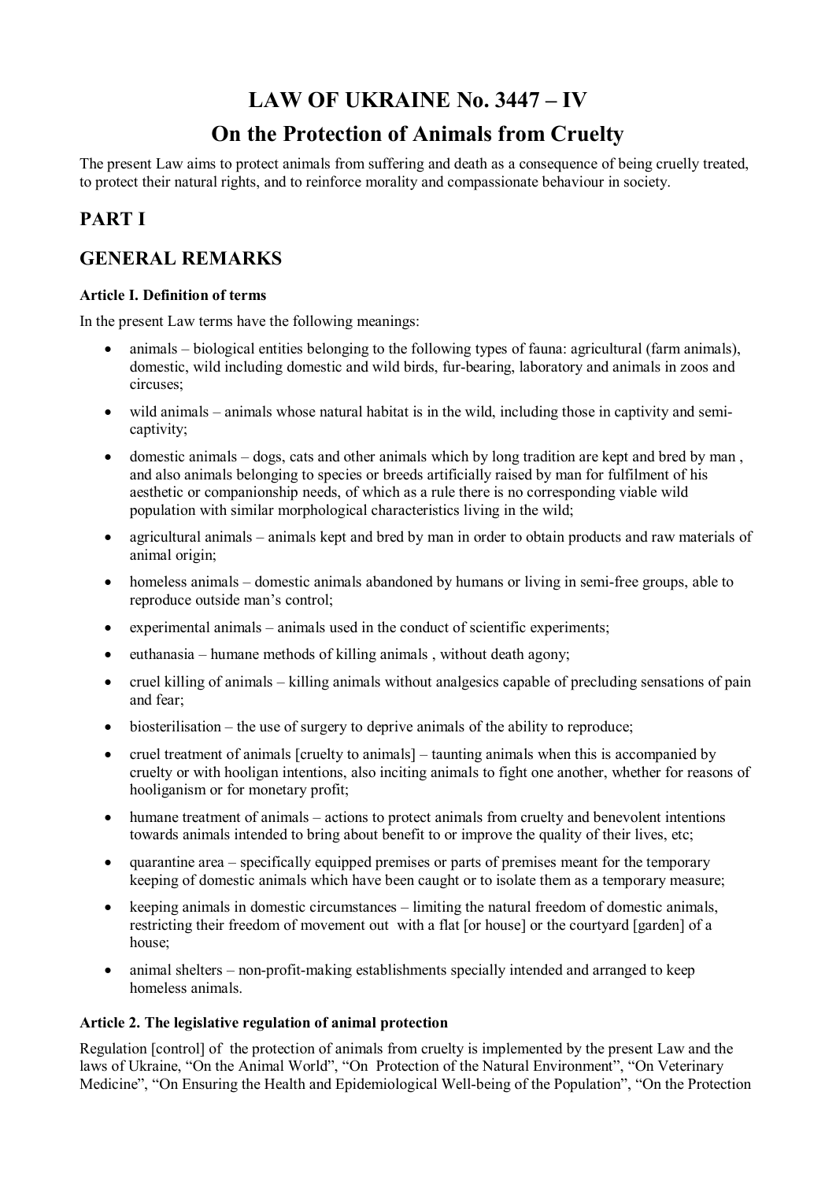# LAW OF UKRAINE No. 3447 – IV

# On the Protection of Animals from Cruelty

The present Law aims to protect animals from suffering and death as a consequence of being cruelly treated, to protect their natural rights, and to reinforce morality and compassionate behaviour in society.

## PART I

## GENERAL REMARKS

**Article I. Definition of terms**

In the present Law terms have the following meanings:

- animals – biological entities belonging to the following types of fauna: agricultural (farm animals), domestic, wild including domestic and wild birds, fur-bearing, laboratory and animals in zoos and circuses;
- wild animals – animals whose natural habitat is in the wild, including those in captivity and semi-captivity;
- domestic animals – dogs, cats and other animals which by long tradition are kept and bred by man , and also animals belonging to species or breeds artificially raised by man for fulfilment of his aesthetic or companionship needs, of which as a rule there is no corresponding viable wild population with similar morphological characteristics living in the wild;
- agricultural animals – animals kept and bred by man in order to obtain products and raw materials of animal origin;
- homeless animals – domestic animals abandoned by humans or living in semi-free groups, able to reproduce outside man's control;
- experimental animals – animals used in the conduct of scientific experiments;
- euthanasia – humane methods of killing animals , without death agony;
- cruel killing of animals – killing animals without analgesics capable of precluding sensations of pain and fear;
- biosterilisation – the use of surgery to deprive animals of the ability to reproduce;
- cruel treatment of animals [cruelty to animals] – taunting animals when this is accompanied by cruelty or with hooligan intentions, also inciting animals to fight one another, whether for reasons of hooliganism or for monetary profit;
- humane treatment of animals – actions to protect animals from cruelty and benevolent intentions towards animals intended to bring about benefit to or improve the quality of their lives, etc;
- quarantine area – specifically equipped premises or parts of premises meant for the temporary keeping of domestic animals which have been caught or to isolate them as a temporary measure;
- keeping animals in domestic circumstances – limiting the natural freedom of domestic animals, restricting their freedom of movement out with a flat [or house] or the courtyard [garden] of a house;
- animal shelters – non-profit-making establishments specially intended and arranged to keep homeless animals.

**Article 2. The legislative regulation of animal protection**

Regulation [control] of the protection of animals from cruelty is implemented by the present Law and the laws of Ukraine, "On the Animal World", "On Protection of the Natural Environment", "On Veterinary Medicine", "On Ensuring the Health and Epidemiological Well-being of the Population", "On the Protection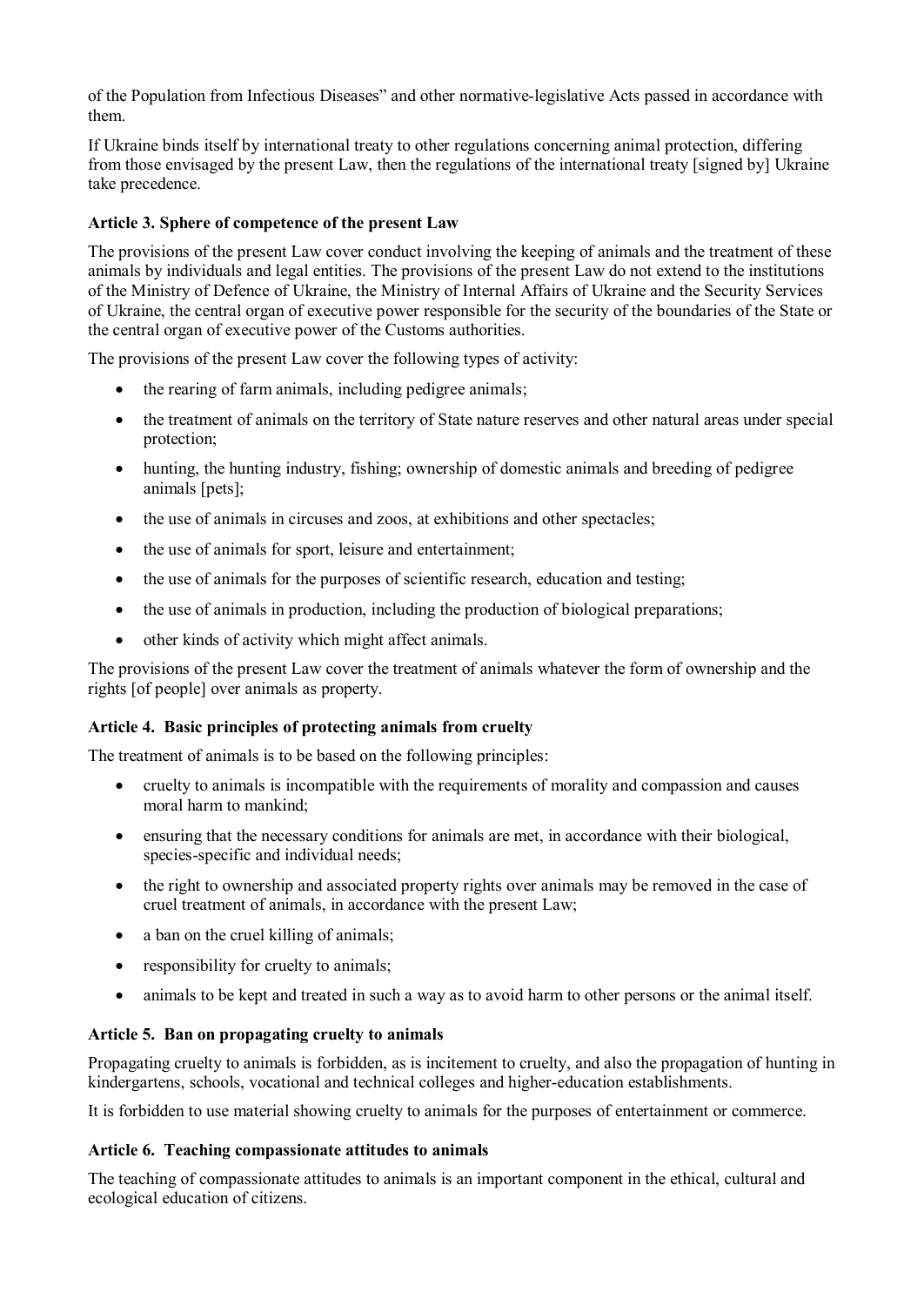of the Population from Infectious Diseases" and other normative-legislative Acts passed in accordance with them.

If Ukraine binds itself by international treaty to other regulations concerning animal protection, differing from those envisaged by the present Law, then the regulations of the international treaty [signed by] Ukraine take precedence.

### Article 3. Sphere of competence of the present Law

The provisions of the present Law cover conduct involving the keeping of animals and the treatment of these animals by individuals and legal entities. The provisions of the present Law do not extend to the institutions of the Ministry of Defence of Ukraine, the Ministry of Internal Affairs of Ukraine and the Security Services of Ukraine, the central organ of executive power responsible for the security of the boundaries of the State or the central organ of executive power of the Customs authorities.

The provisions of the present Law cover the following types of activity:

- the rearing of farm animals, including pedigree animals;
- the treatment of animals on the territory of State nature reserves and other natural areas under special protection;
- hunting, the hunting industry, fishing; ownership of domestic animals and breeding of pedigree animals [pets];
- the use of animals in circuses and zoos, at exhibitions and other spectacles;
- the use of animals for sport, leisure and entertainment;
- the use of animals for the purposes of scientific research, education and testing;
- the use of animals in production, including the production of biological preparations;
- other kinds of activity which might affect animals.

The provisions of the present Law cover the treatment of animals whatever the form of ownership and the rights [of people] over animals as property.

### Article 4. Basic principles of protecting animals from cruelty

The treatment of animals is to be based on the following principles:

- cruelty to animals is incompatible with the requirements of morality and compassion and causes moral harm to mankind;
- ensuring that the necessary conditions for animals are met, in accordance with their biological, species-specific and individual needs;
- the right to ownership and associated property rights over animals may be removed in the case of cruel treatment of animals, in accordance with the present Law;
- a ban on the cruel killing of animals;
- responsibility for cruelty to animals;
- animals to be kept and treated in such a way as to avoid harm to other persons or the animal itself.

### Article 5. Ban on propagating cruelty to animals

Propagating cruelty to animals is forbidden, as is incitement to cruelty, and also the propagation of hunting in kindergartens, schools, vocational and technical colleges and higher-education establishments.

It is forbidden to use material showing cruelty to animals for the purposes of entertainment or commerce.

### Article 6. Teaching compassionate attitudes to animals

The teaching of compassionate attitudes to animals is an important component in the ethical, cultural and ecological education of citizens.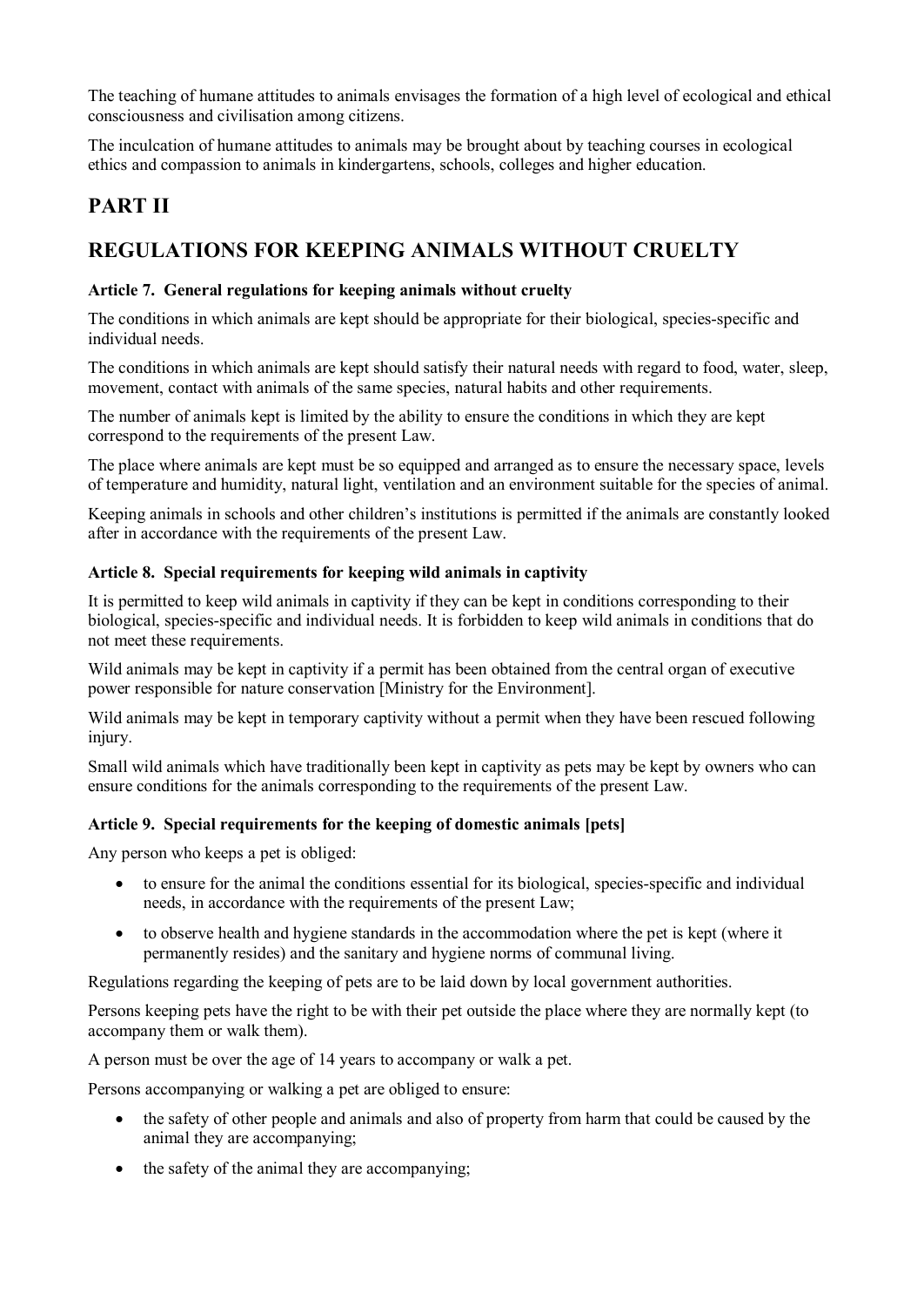The teaching of humane attitudes to animals envisages the formation of a high level of ecological and ethical consciousness and civilisation among citizens.

The inculcation of humane attitudes to animals may be brought about by teaching courses in ecological ethics and compassion to animals in kindergartens, schools, colleges and higher education.

## PART II

## REGULATIONS FOR KEEPING ANIMALS WITHOUT CRUELTY

#### Article 7. General regulations for keeping animals without cruelty

The conditions in which animals are kept should be appropriate for their biological, species-specific and individual needs.

The conditions in which animals are kept should satisfy their natural needs with regard to food, water, sleep, movement, contact with animals of the same species, natural habits and other requirements.

The number of animals kept is limited by the ability to ensure the conditions in which they are kept correspond to the requirements of the present Law.

The place where animals are kept must be so equipped and arranged as to ensure the necessary space, levels of temperature and humidity, natural light, ventilation and an environment suitable for the species of animal.

Keeping animals in schools and other children's institutions is permitted if the animals are constantly looked after in accordance with the requirements of the present Law.

#### Article 8. Special requirements for keeping wild animals in captivity

It is permitted to keep wild animals in captivity if they can be kept in conditions corresponding to their biological, species-specific and individual needs. It is forbidden to keep wild animals in conditions that do not meet these requirements.

Wild animals may be kept in captivity if a permit has been obtained from the central organ of executive power responsible for nature conservation [Ministry for the Environment].

Wild animals may be kept in temporary captivity without a permit when they have been rescued following injury.

Small wild animals which have traditionally been kept in captivity as pets may be kept by owners who can ensure conditions for the animals corresponding to the requirements of the present Law.

#### Article 9. Special requirements for the keeping of domestic animals [pets]

Any person who keeps a pet is obliged:

- to ensure for the animal the conditions essential for its biological, species-specific and individual needs, in accordance with the requirements of the present Law;
- to observe health and hygiene standards in the accommodation where the pet is kept (where it permanently resides) and the sanitary and hygiene norms of communal living.

Regulations regarding the keeping of pets are to be laid down by local government authorities.

Persons keeping pets have the right to be with their pet outside the place where they are normally kept (to accompany them or walk them).

A person must be over the age of 14 years to accompany or walk a pet.

Persons accompanying or walking a pet are obliged to ensure:

- the safety of other people and animals and also of property from harm that could be caused by the animal they are accompanying;
- the safety of the animal they are accompanying;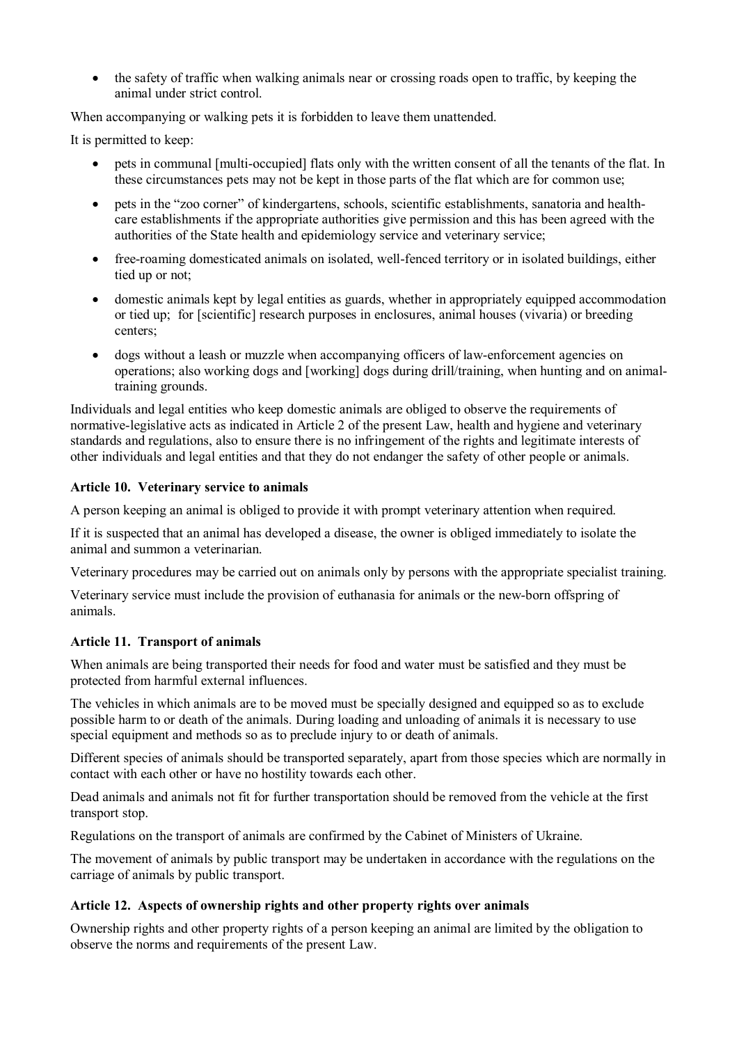- the safety of traffic when walking animals near or crossing roads open to traffic, by keeping the animal under strict control.

When accompanying or walking pets it is forbidden to leave them unattended.

It is permitted to keep:

- pets in communal [multi-occupied] flats only with the written consent of all the tenants of the flat. In these circumstances pets may not be kept in those parts of the flat which are for common use;
- pets in the "zoo corner" of kindergartens, schools, scientific establishments, sanatoria and health-care establishments if the appropriate authorities give permission and this has been agreed with the authorities of the State health and epidemiology service and veterinary service;
- free-roaming domesticated animals on isolated, well-fenced territory or in isolated buildings, either tied up or not;
- domestic animals kept by legal entities as guards, whether in appropriately equipped accommodation or tied up; for [scientific] research purposes in enclosures, animal houses (vivaria) or breeding centers;
- dogs without a leash or muzzle when accompanying officers of law-enforcement agencies on operations; also working dogs and [working] dogs during drill/training, when hunting and on animal-training grounds.

Individuals and legal entities who keep domestic animals are obliged to observe the requirements of normative-legislative acts as indicated in Article 2 of the present Law, health and hygiene and veterinary standards and regulations, also to ensure there is no infringement of the rights and legitimate interests of other individuals and legal entities and that they do not endanger the safety of other people or animals.

### Article 10. Veterinary service to animals

A person keeping an animal is obliged to provide it with prompt veterinary attention when required.

If it is suspected that an animal has developed a disease, the owner is obliged immediately to isolate the animal and summon a veterinarian.

Veterinary procedures may be carried out on animals only by persons with the appropriate specialist training.

Veterinary service must include the provision of euthanasia for animals or the new-born offspring of animals.

### Article 11. Transport of animals

When animals are being transported their needs for food and water must be satisfied and they must be protected from harmful external influences.

The vehicles in which animals are to be moved must be specially designed and equipped so as to exclude possible harm to or death of the animals. During loading and unloading of animals it is necessary to use special equipment and methods so as to preclude injury to or death of animals.

Different species of animals should be transported separately, apart from those species which are normally in contact with each other or have no hostility towards each other.

Dead animals and animals not fit for further transportation should be removed from the vehicle at the first transport stop.

Regulations on the transport of animals are confirmed by the Cabinet of Ministers of Ukraine.

The movement of animals by public transport may be undertaken in accordance with the regulations on the carriage of animals by public transport.

### Article 12. Aspects of ownership rights and other property rights over animals

Ownership rights and other property rights of a person keeping an animal are limited by the obligation to observe the norms and requirements of the present Law.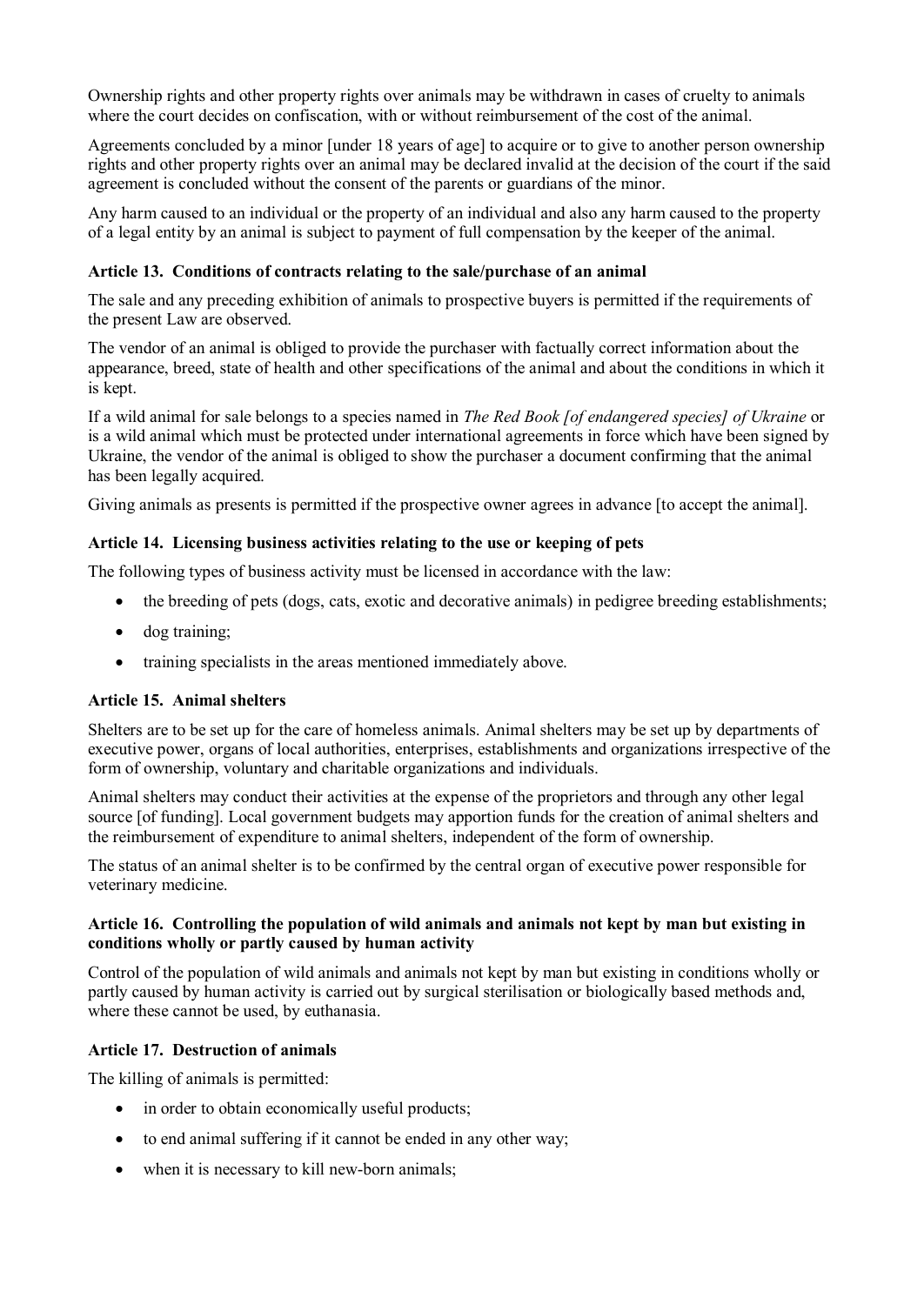Ownership rights and other property rights over animals may be withdrawn in cases of cruelty to animals where the court decides on confiscation, with or without reimbursement of the cost of the animal.

Agreements concluded by a minor [under 18 years of age] to acquire or to give to another person ownership rights and other property rights over an animal may be declared invalid at the decision of the court if the said agreement is concluded without the consent of the parents or guardians of the minor.

Any harm caused to an individual or the property of an individual and also any harm caused to the property of a legal entity by an animal is subject to payment of full compensation by the keeper of the animal.

**Article 13. Conditions of contracts relating to the sale/purchase of an animal**

The sale and any preceding exhibition of animals to prospective buyers is permitted if the requirements of the present Law are observed.

The vendor of an animal is obliged to provide the purchaser with factually correct information about the appearance, breed, state of health and other specifications of the animal and about the conditions in which it is kept.

If a wild animal for sale belongs to a species named in *The Red Book [of endangered species] of Ukraine* or is a wild animal which must be protected under international agreements in force which have been signed by Ukraine, the vendor of the animal is obliged to show the purchaser a document confirming that the animal has been legally acquired.

Giving animals as presents is permitted if the prospective owner agrees in advance [to accept the animal].

**Article 14. Licensing business activities relating to the use or keeping of pets**

The following types of business activity must be licensed in accordance with the law:

- the breeding of pets (dogs, cats, exotic and decorative animals) in pedigree breeding establishments;
- dog training;
- training specialists in the areas mentioned immediately above.

**Article 15. Animal shelters**

Shelters are to be set up for the care of homeless animals. Animal shelters may be set up by departments of executive power, organs of local authorities, enterprises, establishments and organizations irrespective of the form of ownership, voluntary and charitable organizations and individuals.

Animal shelters may conduct their activities at the expense of the proprietors and through any other legal source [of funding]. Local government budgets may apportion funds for the creation of animal shelters and the reimbursement of expenditure to animal shelters, independent of the form of ownership.

The status of an animal shelter is to be confirmed by the central organ of executive power responsible for veterinary medicine.

**Article 16. Controlling the population of wild animals and animals not kept by man but existing in conditions wholly or partly caused by human activity**

Control of the population of wild animals and animals not kept by man but existing in conditions wholly or partly caused by human activity is carried out by surgical sterilisation or biologically based methods and, where these cannot be used, by euthanasia.

**Article 17. Destruction of animals**

The killing of animals is permitted:

- in order to obtain economically useful products;
- to end animal suffering if it cannot be ended in any other way;
- when it is necessary to kill new-born animals;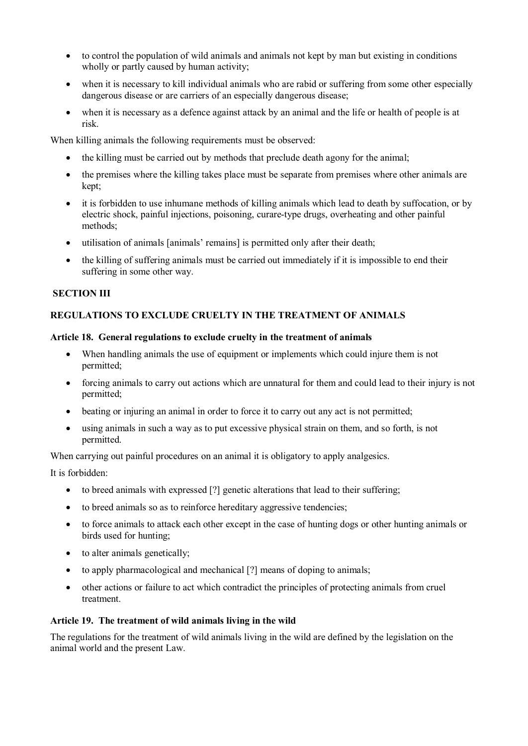- to control the population of wild animals and animals not kept by man but existing in conditions wholly or partly caused by human activity;
- when it is necessary to kill individual animals who are rabid or suffering from some other especially dangerous disease or are carriers of an especially dangerous disease;
- when it is necessary as a defence against attack by an animal and the life or health of people is at risk.

When killing animals the following requirements must be observed:

- the killing must be carried out by methods that preclude death agony for the animal;
- the premises where the killing takes place must be separate from premises where other animals are kept;
- it is forbidden to use inhumane methods of killing animals which lead to death by suffocation, or by electric shock, painful injections, poisoning, curare-type drugs, overheating and other painful methods;
- utilisation of animals [animals' remains] is permitted only after their death;
- the killing of suffering animals must be carried out immediately if it is impossible to end their suffering in some other way.

## SECTION III

## REGULATIONS TO EXCLUDE CRUELTY IN THE TREATMENT OF ANIMALS

### Article 18. General regulations to exclude cruelty in the treatment of animals

- When handling animals the use of equipment or implements which could injure them is not permitted;
- forcing animals to carry out actions which are unnatural for them and could lead to their injury is not permitted;
- beating or injuring an animal in order to force it to carry out any act is not permitted;
- using animals in such a way as to put excessive physical strain on them, and so forth, is not permitted.

When carrying out painful procedures on an animal it is obligatory to apply analgesics.

It is forbidden:

- to breed animals with expressed [?] genetic alterations that lead to their suffering;
- to breed animals so as to reinforce hereditary aggressive tendencies;
- to force animals to attack each other except in the case of hunting dogs or other hunting animals or birds used for hunting;
- to alter animals genetically;
- to apply pharmacological and mechanical [?] means of doping to animals;
- other actions or failure to act which contradict the principles of protecting animals from cruel treatment.

### Article 19. The treatment of wild animals living in the wild

The regulations for the treatment of wild animals living in the wild are defined by the legislation on the animal world and the present Law.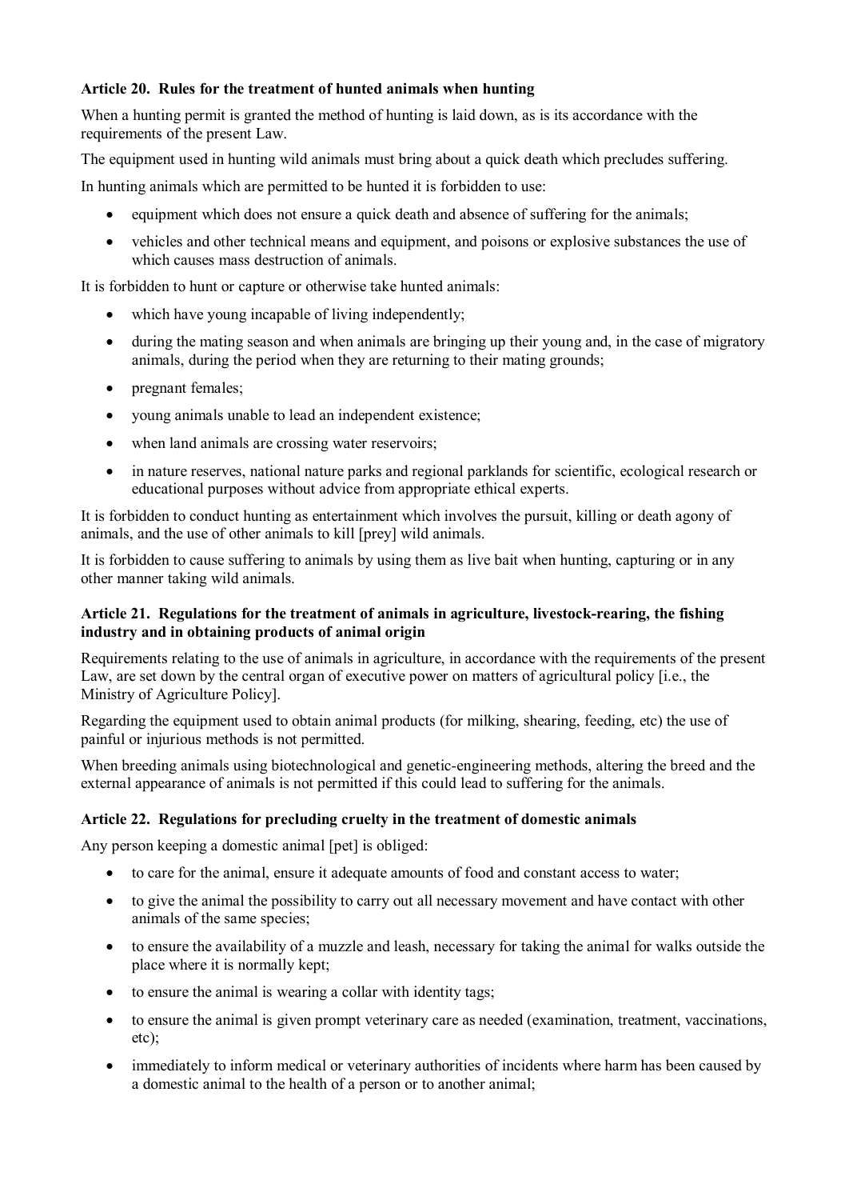### Article 20. Rules for the treatment of hunted animals when hunting

When a hunting permit is granted the method of hunting is laid down, as is its accordance with the requirements of the present Law.

The equipment used in hunting wild animals must bring about a quick death which precludes suffering.

In hunting animals which are permitted to be hunted it is forbidden to use:

- equipment which does not ensure a quick death and absence of suffering for the animals;
- vehicles and other technical means and equipment, and poisons or explosive substances the use of which causes mass destruction of animals.

It is forbidden to hunt or capture or otherwise take hunted animals:

- which have young incapable of living independently;
- during the mating season and when animals are bringing up their young and, in the case of migratory animals, during the period when they are returning to their mating grounds;
- pregnant females;
- young animals unable to lead an independent existence;
- when land animals are crossing water reservoirs;
- in nature reserves, national nature parks and regional parklands for scientific, ecological research or educational purposes without advice from appropriate ethical experts.

It is forbidden to conduct hunting as entertainment which involves the pursuit, killing or death agony of animals, and the use of other animals to kill [prey] wild animals.

It is forbidden to cause suffering to animals by using them as live bait when hunting, capturing or in any other manner taking wild animals.

### Article 21. Regulations for the treatment of animals in agriculture, livestock-rearing, the fishing industry and in obtaining products of animal origin

Requirements relating to the use of animals in agriculture, in accordance with the requirements of the present Law, are set down by the central organ of executive power on matters of agricultural policy [i.e., the Ministry of Agriculture Policy].

Regarding the equipment used to obtain animal products (for milking, shearing, feeding, etc) the use of painful or injurious methods is not permitted.

When breeding animals using biotechnological and genetic-engineering methods, altering the breed and the external appearance of animals is not permitted if this could lead to suffering for the animals.

### Article 22. Regulations for precluding cruelty in the treatment of domestic animals

Any person keeping a domestic animal [pet] is obliged:

- to care for the animal, ensure it adequate amounts of food and constant access to water;
- to give the animal the possibility to carry out all necessary movement and have contact with other animals of the same species;
- to ensure the availability of a muzzle and leash, necessary for taking the animal for walks outside the place where it is normally kept;
- to ensure the animal is wearing a collar with identity tags;
- to ensure the animal is given prompt veterinary care as needed (examination, treatment, vaccinations, etc);
- immediately to inform medical or veterinary authorities of incidents where harm has been caused by a domestic animal to the health of a person or to another animal;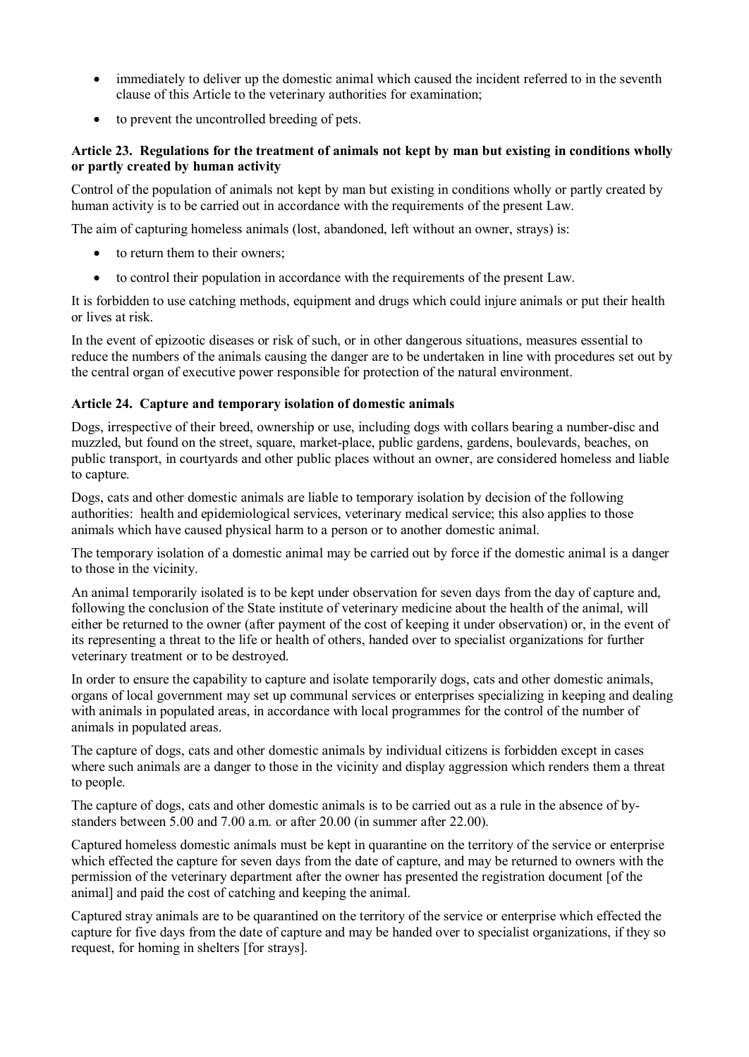- immediately to deliver up the domestic animal which caused the incident referred to in the seventh clause of this Article to the veterinary authorities for examination;
- to prevent the uncontrolled breeding of pets.

**Article 23. Regulations for the treatment of animals not kept by man but existing in conditions wholly or partly created by human activity**

Control of the population of animals not kept by man but existing in conditions wholly or partly created by human activity is to be carried out in accordance with the requirements of the present Law.

The aim of capturing homeless animals (lost, abandoned, left without an owner, strays) is:

- to return them to their owners;
- to control their population in accordance with the requirements of the present Law.

It is forbidden to use catching methods, equipment and drugs which could injure animals or put their health or lives at risk.

In the event of epizootic diseases or risk of such, or in other dangerous situations, measures essential to reduce the numbers of the animals causing the danger are to be undertaken in line with procedures set out by the central organ of executive power responsible for protection of the natural environment.

**Article 24. Capture and temporary isolation of domestic animals**

Dogs, irrespective of their breed, ownership or use, including dogs with collars bearing a number-disc and muzzled, but found on the street, square, market-place, public gardens, gardens, boulevards, beaches, on public transport, in courtyards and other public places without an owner, are considered homeless and liable to capture.

Dogs, cats and other domestic animals are liable to temporary isolation by decision of the following authorities: health and epidemiological services, veterinary medical service; this also applies to those animals which have caused physical harm to a person or to another domestic animal.

The temporary isolation of a domestic animal may be carried out by force if the domestic animal is a danger to those in the vicinity.

An animal temporarily isolated is to be kept under observation for seven days from the day of capture and, following the conclusion of the State institute of veterinary medicine about the health of the animal, will either be returned to the owner (after payment of the cost of keeping it under observation) or, in the event of its representing a threat to the life or health of others, handed over to specialist organizations for further veterinary treatment or to be destroyed.

In order to ensure the capability to capture and isolate temporarily dogs, cats and other domestic animals, organs of local government may set up communal services or enterprises specializing in keeping and dealing with animals in populated areas, in accordance with local programmes for the control of the number of animals in populated areas.

The capture of dogs, cats and other domestic animals by individual citizens is forbidden except in cases where such animals are a danger to those in the vicinity and display aggression which renders them a threat to people.

The capture of dogs, cats and other domestic animals is to be carried out as a rule in the absence of by-standers between 5.00 and 7.00 a.m. or after 20.00 (in summer after 22.00).

Captured homeless domestic animals must be kept in quarantine on the territory of the service or enterprise which effected the capture for seven days from the date of capture, and may be returned to owners with the permission of the veterinary department after the owner has presented the registration document [of the animal] and paid the cost of catching and keeping the animal.

Captured stray animals are to be quarantined on the territory of the service or enterprise which effected the capture for five days from the date of capture and may be handed over to specialist organizations, if they so request, for homing in shelters [for strays].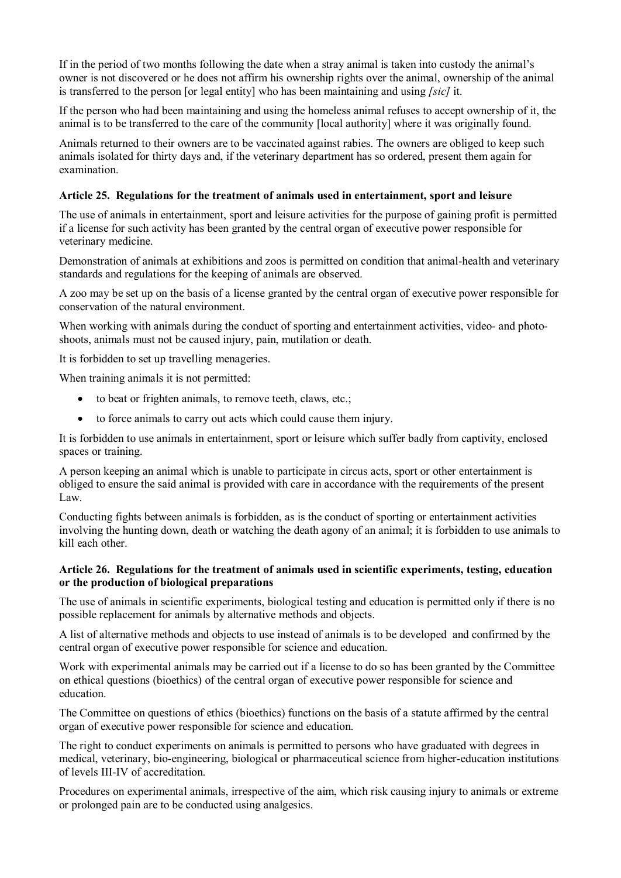If in the period of two months following the date when a stray animal is taken into custody the animal's owner is not discovered or he does not affirm his ownership rights over the animal, ownership of the animal is transferred to the person [or legal entity] who has been maintaining and using *[sic]* it.

If the person who had been maintaining and using the homeless animal refuses to accept ownership of it, the animal is to be transferred to the care of the community [local authority] where it was originally found.

Animals returned to their owners are to be vaccinated against rabies. The owners are obliged to keep such animals isolated for thirty days and, if the veterinary department has so ordered, present them again for examination.

**Article 25. Regulations for the treatment of animals used in entertainment, sport and leisure**

The use of animals in entertainment, sport and leisure activities for the purpose of gaining profit is permitted if a license for such activity has been granted by the central organ of executive power responsible for veterinary medicine.

Demonstration of animals at exhibitions and zoos is permitted on condition that animal-health and veterinary standards and regulations for the keeping of animals are observed.

A zoo may be set up on the basis of a license granted by the central organ of executive power responsible for conservation of the natural environment.

When working with animals during the conduct of sporting and entertainment activities, video- and photo-shoots, animals must not be caused injury, pain, mutilation or death.

It is forbidden to set up travelling menageries.

When training animals it is not permitted:

- to beat or frighten animals, to remove teeth, claws, etc.;
- to force animals to carry out acts which could cause them injury.

It is forbidden to use animals in entertainment, sport or leisure which suffer badly from captivity, enclosed spaces or training.

A person keeping an animal which is unable to participate in circus acts, sport or other entertainment is obliged to ensure the said animal is provided with care in accordance with the requirements of the present Law.

Conducting fights between animals is forbidden, as is the conduct of sporting or entertainment activities involving the hunting down, death or watching the death agony of an animal; it is forbidden to use animals to kill each other.

**Article 26. Regulations for the treatment of animals used in scientific experiments, testing, education or the production of biological preparations**

The use of animals in scientific experiments, biological testing and education is permitted only if there is no possible replacement for animals by alternative methods and objects.

A list of alternative methods and objects to use instead of animals is to be developed and confirmed by the central organ of executive power responsible for science and education.

Work with experimental animals may be carried out if a license to do so has been granted by the Committee on ethical questions (bioethics) of the central organ of executive power responsible for science and education.

The Committee on questions of ethics (bioethics) functions on the basis of a statute affirmed by the central organ of executive power responsible for science and education.

The right to conduct experiments on animals is permitted to persons who have graduated with degrees in medical, veterinary, bio-engineering, biological or pharmaceutical science from higher-education institutions of levels III-IV of accreditation.

Procedures on experimental animals, irrespective of the aim, which risk causing injury to animals or extreme or prolonged pain are to be conducted using analgesics.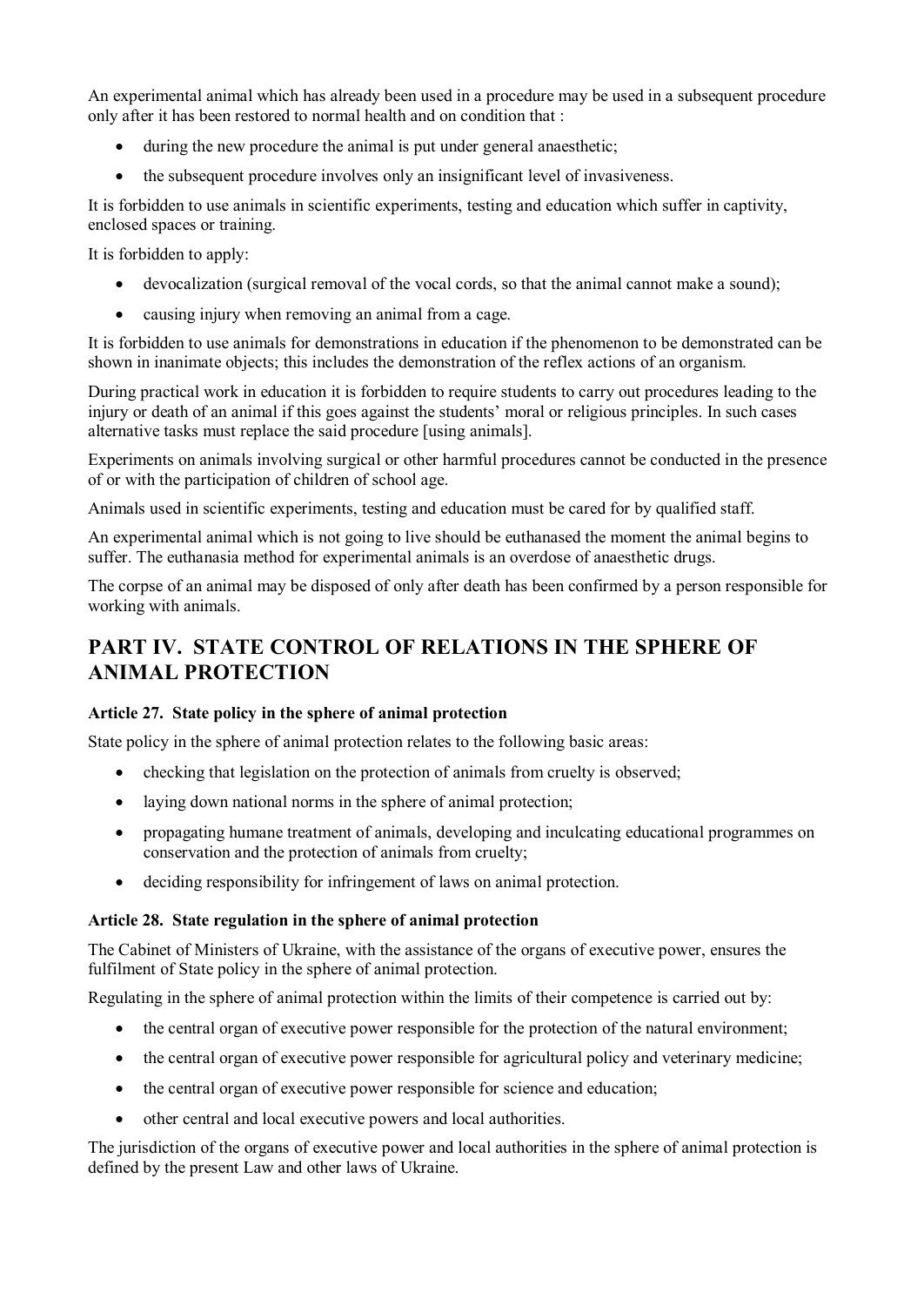An experimental animal which has already been used in a procedure may be used in a subsequent procedure only after it has been restored to normal health and on condition that :

- during the new procedure the animal is put under general anaesthetic;
- the subsequent procedure involves only an insignificant level of invasiveness.

It is forbidden to use animals in scientific experiments, testing and education which suffer in captivity, enclosed spaces or training.

It is forbidden to apply:

- devocalization (surgical removal of the vocal cords, so that the animal cannot make a sound);
- causing injury when removing an animal from a cage.

It is forbidden to use animals for demonstrations in education if the phenomenon to be demonstrated can be shown in inanimate objects; this includes the demonstration of the reflex actions of an organism.

During practical work in education it is forbidden to require students to carry out procedures leading to the injury or death of an animal if this goes against the students' moral or religious principles. In such cases alternative tasks must replace the said procedure [using animals].

Experiments on animals involving surgical or other harmful procedures cannot be conducted in the presence of or with the participation of children of school age.

Animals used in scientific experiments, testing and education must be cared for by qualified staff.

An experimental animal which is not going to live should be euthanased the moment the animal begins to suffer. The euthanasia method for experimental animals is an overdose of anaesthetic drugs.

The corpse of an animal may be disposed of only after death has been confirmed by a person responsible for working with animals.

## PART IV. STATE CONTROL OF RELATIONS IN THE SPHERE OF ANIMAL PROTECTION

### Article 27. State policy in the sphere of animal protection

State policy in the sphere of animal protection relates to the following basic areas:

- checking that legislation on the protection of animals from cruelty is observed;
- laying down national norms in the sphere of animal protection;
- propagating humane treatment of animals, developing and inculcating educational programmes on conservation and the protection of animals from cruelty;
- deciding responsibility for infringement of laws on animal protection.

### Article 28. State regulation in the sphere of animal protection

The Cabinet of Ministers of Ukraine, with the assistance of the organs of executive power, ensures the fulfilment of State policy in the sphere of animal protection.

Regulating in the sphere of animal protection within the limits of their competence is carried out by:

- the central organ of executive power responsible for the protection of the natural environment;
- the central organ of executive power responsible for agricultural policy and veterinary medicine;
- the central organ of executive power responsible for science and education;
- other central and local executive powers and local authorities.

The jurisdiction of the organs of executive power and local authorities in the sphere of animal protection is defined by the present Law and other laws of Ukraine.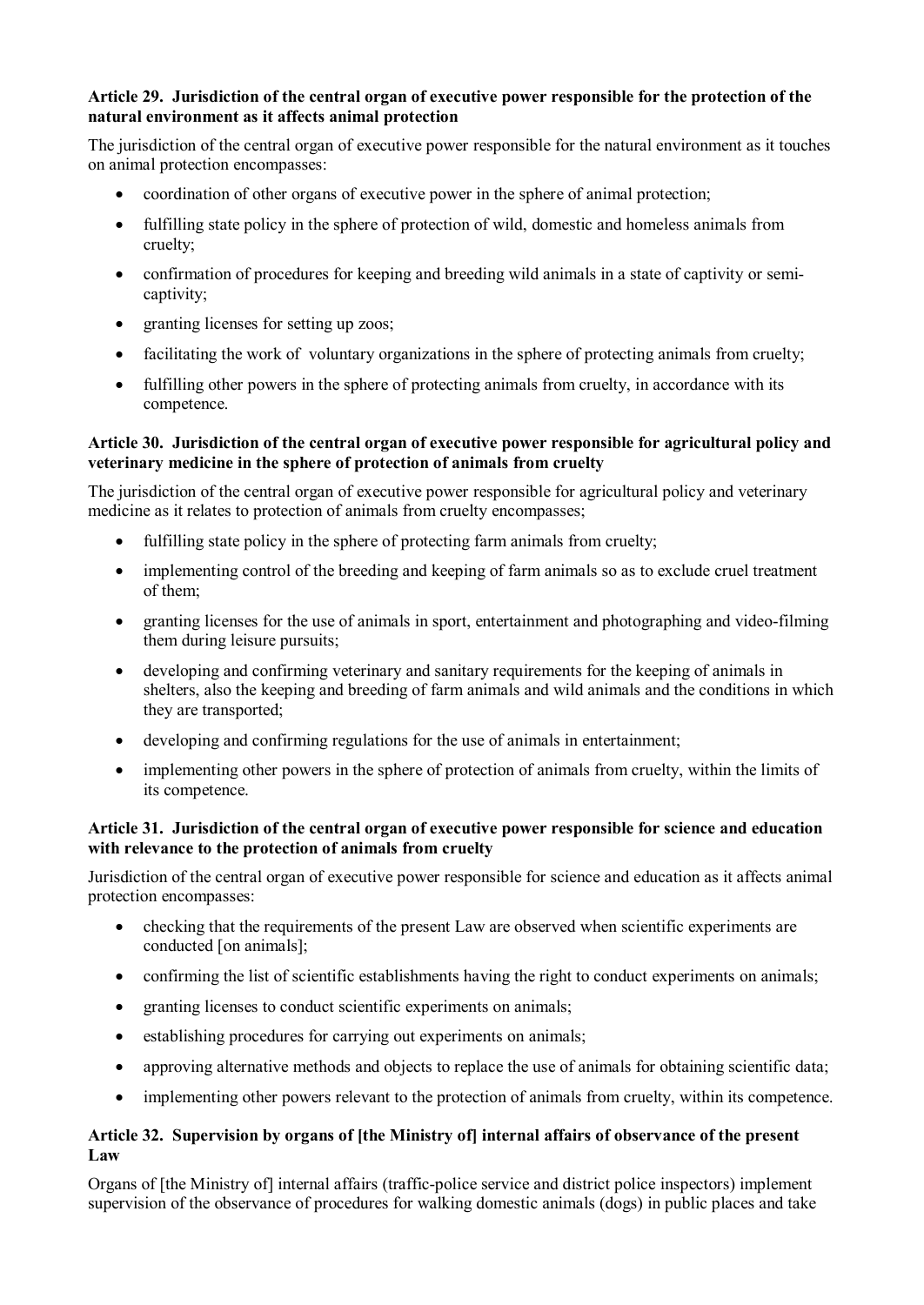**Article 29. Jurisdiction of the central organ of executive power responsible for the protection of the natural environment as it affects animal protection**

The jurisdiction of the central organ of executive power responsible for the natural environment as it touches on animal protection encompasses:

- coordination of other organs of executive power in the sphere of animal protection;
- fulfilling state policy in the sphere of protection of wild, domestic and homeless animals from cruelty;
- confirmation of procedures for keeping and breeding wild animals in a state of captivity or semi-captivity;
- granting licenses for setting up zoos;
- facilitating the work of voluntary organizations in the sphere of protecting animals from cruelty;
- fulfilling other powers in the sphere of protecting animals from cruelty, in accordance with its competence.

**Article 30. Jurisdiction of the central organ of executive power responsible for agricultural policy and veterinary medicine in the sphere of protection of animals from cruelty**

The jurisdiction of the central organ of executive power responsible for agricultural policy and veterinary medicine as it relates to protection of animals from cruelty encompasses;

- fulfilling state policy in the sphere of protecting farm animals from cruelty;
- implementing control of the breeding and keeping of farm animals so as to exclude cruel treatment of them;
- granting licenses for the use of animals in sport, entertainment and photographing and video-filming them during leisure pursuits;
- developing and confirming veterinary and sanitary requirements for the keeping of animals in shelters, also the keeping and breeding of farm animals and wild animals and the conditions in which they are transported;
- developing and confirming regulations for the use of animals in entertainment;
- implementing other powers in the sphere of protection of animals from cruelty, within the limits of its competence.

**Article 31. Jurisdiction of the central organ of executive power responsible for science and education with relevance to the protection of animals from cruelty**

Jurisdiction of the central organ of executive power responsible for science and education as it affects animal protection encompasses:

- checking that the requirements of the present Law are observed when scientific experiments are conducted [on animals];
- confirming the list of scientific establishments having the right to conduct experiments on animals;
- granting licenses to conduct scientific experiments on animals;
- establishing procedures for carrying out experiments on animals;
- approving alternative methods and objects to replace the use of animals for obtaining scientific data;
- implementing other powers relevant to the protection of animals from cruelty, within its competence.

**Article 32. Supervision by organs of [the Ministry of] internal affairs of observance of the present Law**

Organs of [the Ministry of] internal affairs (traffic-police service and district police inspectors) implement supervision of the observance of procedures for walking domestic animals (dogs) in public places and take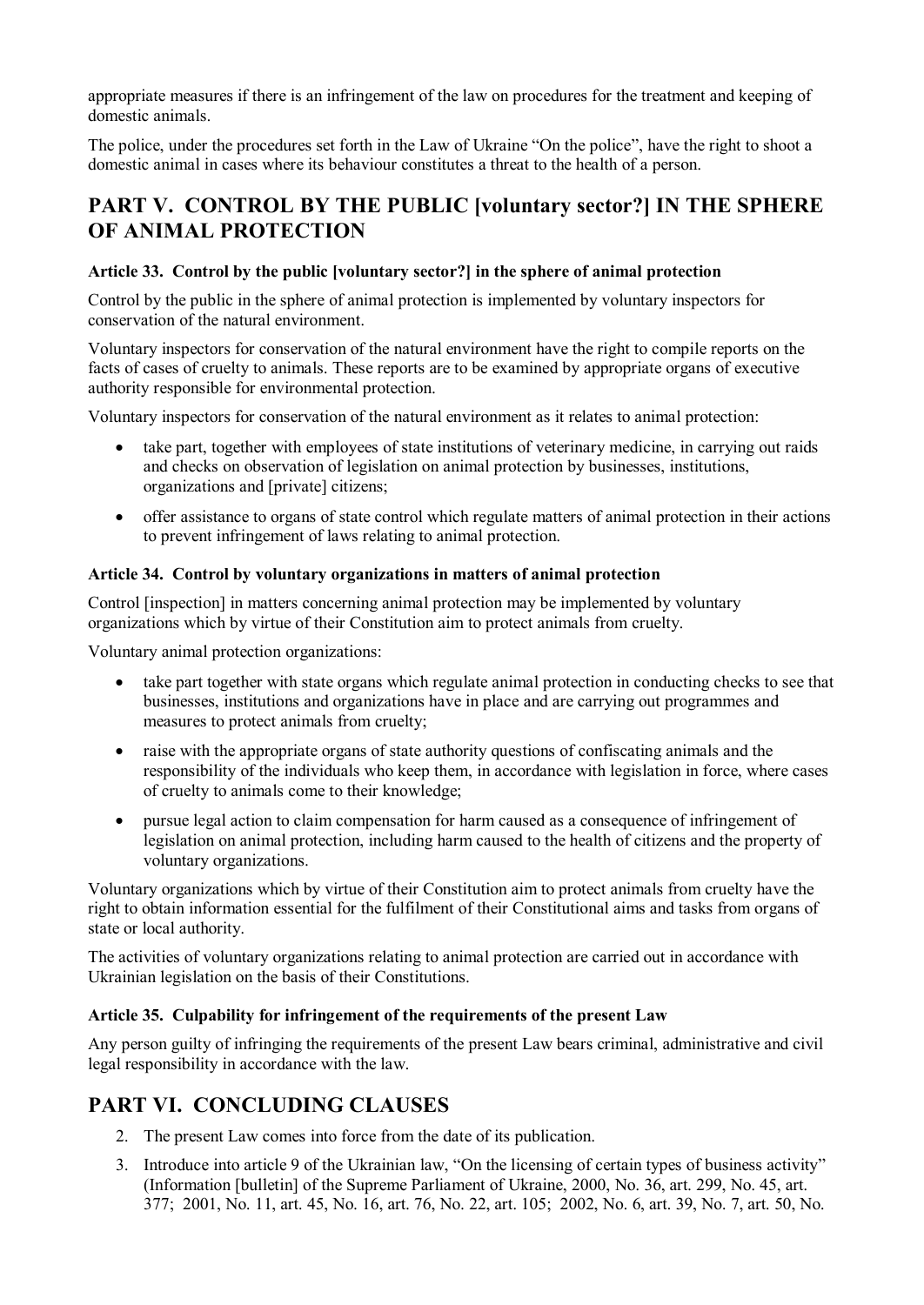appropriate measures if there is an infringement of the law on procedures for the treatment and keeping of domestic animals.

The police, under the procedures set forth in the Law of Ukraine "On the police", have the right to shoot a domestic animal in cases where its behaviour constitutes a threat to the health of a person.

## PART V. CONTROL BY THE PUBLIC [voluntary sector?] IN THE SPHERE OF ANIMAL PROTECTION

### Article 33. Control by the public [voluntary sector?] in the sphere of animal protection

Control by the public in the sphere of animal protection is implemented by voluntary inspectors for conservation of the natural environment.

Voluntary inspectors for conservation of the natural environment have the right to compile reports on the facts of cases of cruelty to animals. These reports are to be examined by appropriate organs of executive authority responsible for environmental protection.

Voluntary inspectors for conservation of the natural environment as it relates to animal protection:

- take part, together with employees of state institutions of veterinary medicine, in carrying out raids and checks on observation of legislation on animal protection by businesses, institutions, organizations and [private] citizens;
- offer assistance to organs of state control which regulate matters of animal protection in their actions to prevent infringement of laws relating to animal protection.

### Article 34. Control by voluntary organizations in matters of animal protection

Control [inspection] in matters concerning animal protection may be implemented by voluntary organizations which by virtue of their Constitution aim to protect animals from cruelty.

Voluntary animal protection organizations:

- take part together with state organs which regulate animal protection in conducting checks to see that businesses, institutions and organizations have in place and are carrying out programmes and measures to protect animals from cruelty;
- raise with the appropriate organs of state authority questions of confiscating animals and the responsibility of the individuals who keep them, in accordance with legislation in force, where cases of cruelty to animals come to their knowledge;
- pursue legal action to claim compensation for harm caused as a consequence of infringement of legislation on animal protection, including harm caused to the health of citizens and the property of voluntary organizations.

Voluntary organizations which by virtue of their Constitution aim to protect animals from cruelty have the right to obtain information essential for the fulfilment of their Constitutional aims and tasks from organs of state or local authority.

The activities of voluntary organizations relating to animal protection are carried out in accordance with Ukrainian legislation on the basis of their Constitutions.

### Article 35. Culpability for infringement of the requirements of the present Law

Any person guilty of infringing the requirements of the present Law bears criminal, administrative and civil legal responsibility in accordance with the law.

## PART VI. CONCLUDING CLAUSES

2. The present Law comes into force from the date of its publication.
3. Introduce into article 9 of the Ukrainian law, "On the licensing of certain types of business activity" (Information [bulletin] of the Supreme Parliament of Ukraine, 2000, No. 36, art. 299, No. 45, art. 377; 2001, No. 11, art. 45, No. 16, art. 76, No. 22, art. 105; 2002, No. 6, art. 39, No. 7, art. 50, No.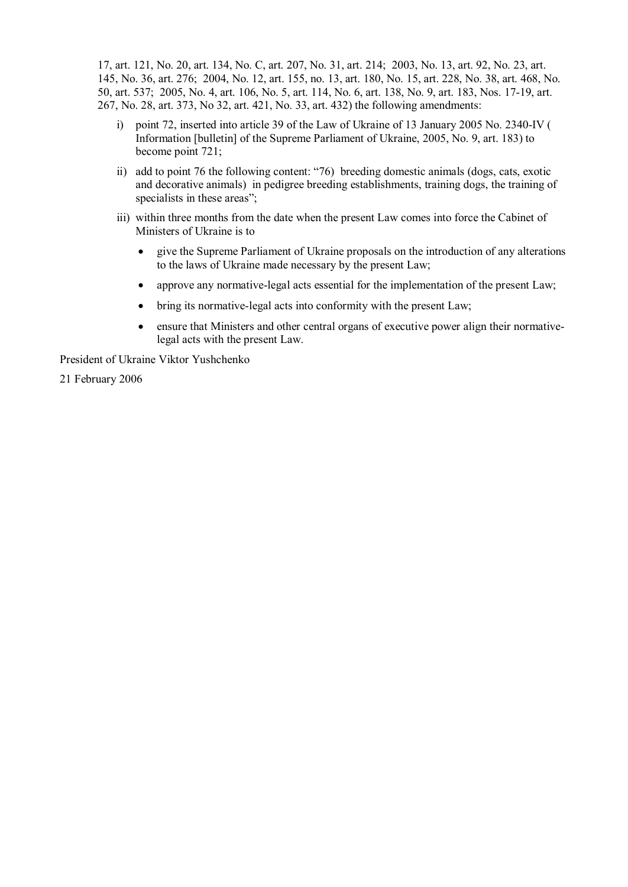17, art. 121, No. 20, art. 134, No. C, art. 207, No. 31, art. 214; 2003, No. 13, art. 92, No. 23, art. 145, No. 36, art. 276; 2004, No. 12, art. 155, no. 13, art. 180, No. 15, art. 228, No. 38, art. 468, No. 50, art. 537; 2005, No. 4, art. 106, No. 5, art. 114, No. 6, art. 138, No. 9, art. 183, Nos. 17-19, art. 267, No. 28, art. 373, No 32, art. 421, No. 33, art. 432) the following amendments:

i) point 72, inserted into article 39 of the Law of Ukraine of 13 January 2005 No. 2340-IV ( Information [bulletin] of the Supreme Parliament of Ukraine, 2005, No. 9, art. 183) to become point 721;

ii) add to point 76 the following content: "76) breeding domestic animals (dogs, cats, exotic and decorative animals) in pedigree breeding establishments, training dogs, the training of specialists in these areas";

iii) within three months from the date when the present Law comes into force the Cabinet of Ministers of Ukraine is to

- give the Supreme Parliament of Ukraine proposals on the introduction of any alterations to the laws of Ukraine made necessary by the present Law;
- approve any normative-legal acts essential for the implementation of the present Law;
- bring its normative-legal acts into conformity with the present Law;
- ensure that Ministers and other central organs of executive power align their normative-legal acts with the present Law.

President of Ukraine Viktor Yushchenko

21 February 2006